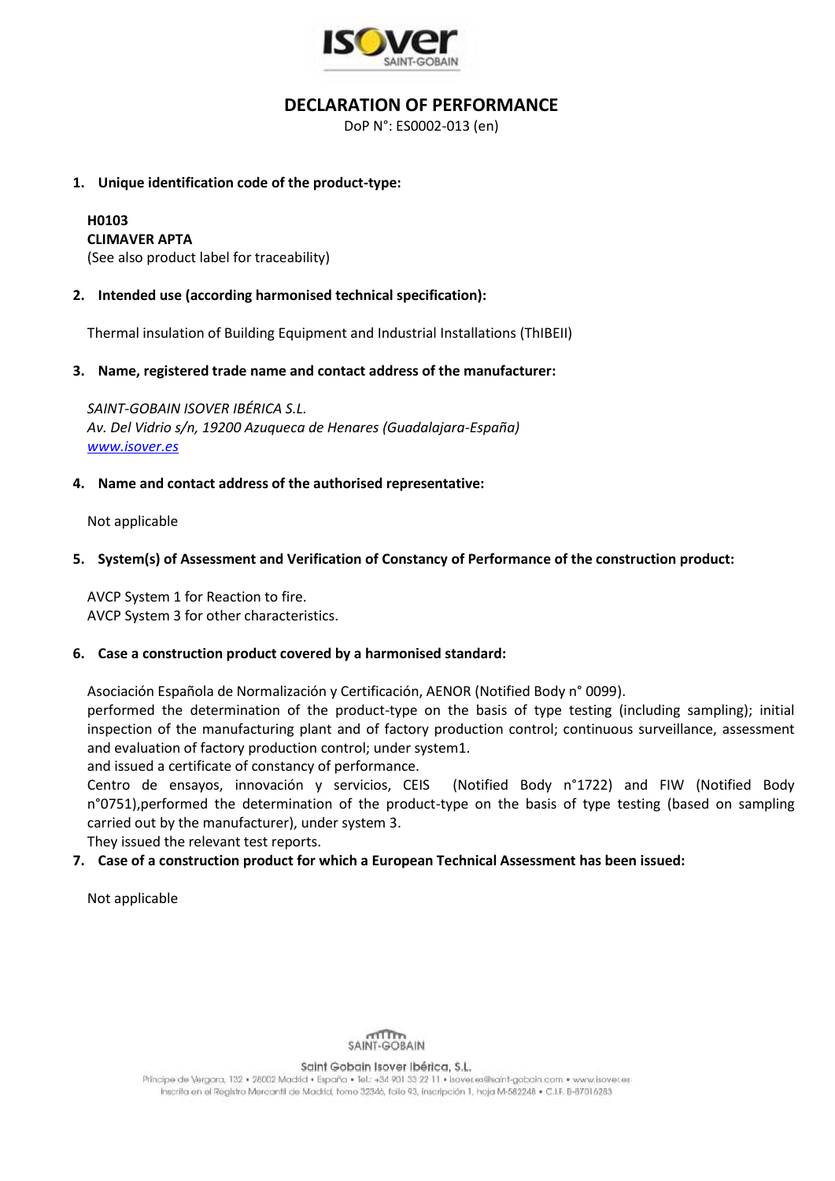# DECLARATION OF PERFORMANCE

DoP N°: ES0002-013 (en)

1. **Unique identification code of the product-type:**

   **H0103**
   **CLIMAVER APTA**
   (See also product label for traceability)

2. **Intended use (according harmonised technical specification):**

   Thermal insulation of Building Equipment and Industrial Installations (ThIBEII)

3. **Name, registered trade name and contact address of the manufacturer:**

   *SAINT-GOBAIN ISOVER IBÉRICA S.L.*
   *Av. Del Vidrio s/n, 19200 Azuqueca de Henares (Guadalajara-España)*
   *www.isover.es*

4. **Name and contact address of the authorised representative:**

   Not applicable

5. **System(s) of Assessment and Verification of Constancy of Performance of the construction product:**

   AVCP System 1 for Reaction to fire.
   AVCP System 3 for other characteristics.

6. **Case a construction product covered by a harmonised standard:**

   Asociación Española de Normalización y Certificación, AENOR (Notified Body n° 0099).
   performed the determination of the product-type on the basis of type testing (including sampling); initial inspection of the manufacturing plant and of factory production control; continuous surveillance, assessment and evaluation of factory production control; under system1.
   and issued a certificate of constancy of performance.
   Centro de ensayos, innovación y servicios, CEIS (Notified Body n°1722) and FIW (Notified Body n°0751),performed the determination of the product-type on the basis of type testing (based on sampling carried out by the manufacturer), under system 3.
   They issued the relevant test reports.

7. **Case of a construction product for which a European Technical Assessment has been issued:**

   Not applicable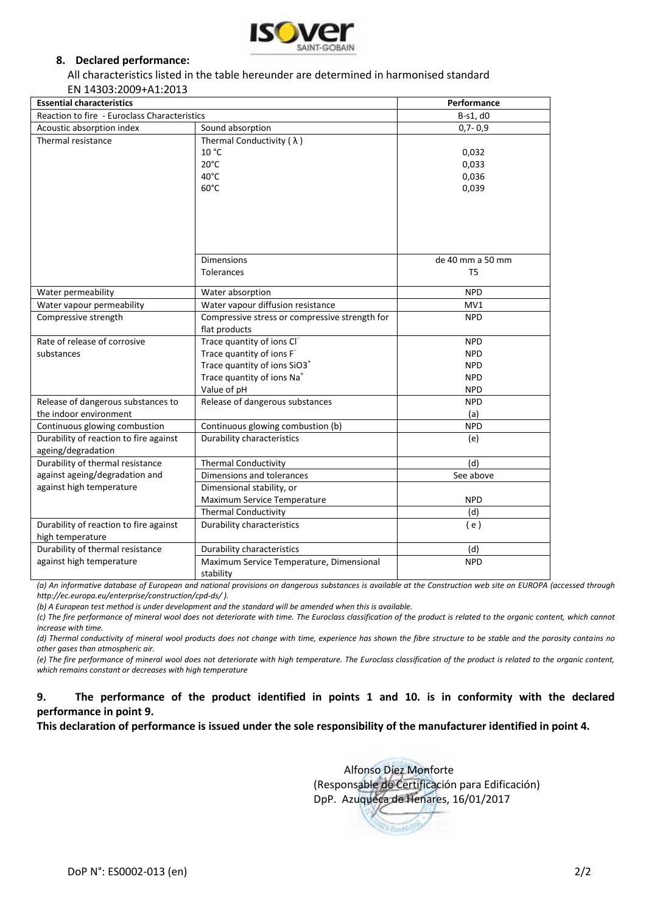## 8. Declared performance:

All characteristics listed in the table hereunder are determined in harmonised standard EN 14303:2009+A1:2013

| Essential characteristics | | Performance |
|---|---|---|
| Reaction to fire - Euroclass Characteristics | | B-s1, d0 |
| Acoustic absorption index | Sound absorption | 0,7- 0,9 |
| Thermal resistance | Thermal Conductivity ( λ )<br>10 °C<br>20°C<br>40°C<br>60°C | <br>0,032<br>0,033<br>0,036<br>0,039 |
| | Dimensions<br>Tolerances | de 40 mm a 50 mm<br>T5 |
| Water permeability | Water absorption | NPD |
| Water vapour permeability | Water vapour diffusion resistance | MV1 |
| Compressive strength | Compressive stress or compressive strength for flat products | NPD |
| Rate of release of corrosive substances | Trace quantity of ions $Cl^-$<br>Trace quantity of ions $F^-$<br>Trace quantity of ions $SiO3^+$<br>Trace quantity of ions $Na^+$<br>Value of pH | NPD<br>NPD<br>NPD<br>NPD<br>NPD |
| Release of dangerous substances to the indoor environment | Release of dangerous substances | NPD<br>(a) |
| Continuous glowing combustion | Continuous glowing combustion (b) | NPD |
| Durability of reaction to fire against ageing/degradation | Durability characteristics | (e) |
| Durability of thermal resistance against ageing/degradation and against high temperature | Thermal Conductivity | (d) |
| | Dimensions and tolerances | See above |
| | Dimensional stability, or<br>Maximum Service Temperature | <br>NPD |
| | Thermal Conductivity | (d) |
| Durability of reaction to fire against high temperature | Durability characteristics | ( e ) |
| Durability of thermal resistance against high temperature | Durability characteristics | (d) |
| | Maximum Service Temperature, Dimensional stability | NPD |

*(a) An informative database of European and national provisions on dangerous substances is available at the Construction web site on EUROPA (accessed through http://ec.europa.eu/enterprise/construction/cpd-ds/ ).*

*(b) A European test method is under development and the standard will be amended when this is available.*

*(c) The fire performance of mineral wool does not deteriorate with time. The Euroclass classification of the product is related to the organic content, which cannot increase with time.*

*(d) Thermal conductivity of mineral wool products does not change with time, experience has shown the fibre structure to be stable and the porosity contains no other gases than atmospheric air.*

*(e) The fire performance of mineral wool does not deteriorate with high temperature. The Euroclass classification of the product is related to the organic content, which remains constant or decreases with high temperature*

**9. The performance of the product identified in points 1 and 10. is in conformity with the declared performance in point 9.**

**This declaration of performance is issued under the sole responsibility of the manufacturer identified in point 4.**

Alfonso Díez Monforte
(Responsable de Certificación para Edificación)
DpP. Azuqueca de Henares, 16/01/2017

DoP N°: ES0002-013 (en)